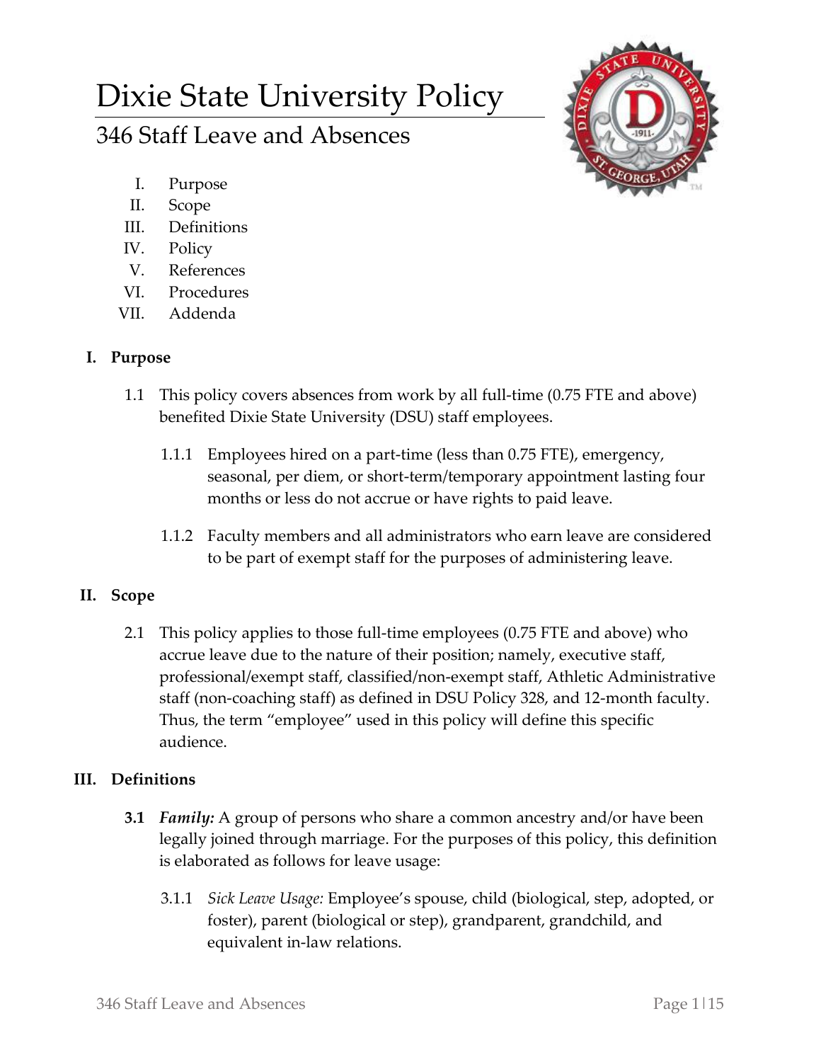# Dixie State University Policy

## 346 Staff Leave and Absences

I. Purpose
II. Scope
III. Definitions
IV. Policy
V. References
VI. Procedures
VII. Addenda

### I. Purpose

1.1 This policy covers absences from work by all full-time (0.75 FTE and above) benefited Dixie State University (DSU) staff employees.

1.1.1 Employees hired on a part-time (less than 0.75 FTE), emergency, seasonal, per diem, or short-term/temporary appointment lasting four months or less do not accrue or have rights to paid leave.

1.1.2 Faculty members and all administrators who earn leave are considered to be part of exempt staff for the purposes of administering leave.

### II. Scope

2.1 This policy applies to those full-time employees (0.75 FTE and above) who accrue leave due to the nature of their position; namely, executive staff, professional/exempt staff, classified/non-exempt staff, Athletic Administrative staff (non-coaching staff) as defined in DSU Policy 328, and 12-month faculty. Thus, the term "employee" used in this policy will define this specific audience.

### III. Definitions

**3.1** ***Family:*** A group of persons who share a common ancestry and/or have been legally joined through marriage. For the purposes of this policy, this definition is elaborated as follows for leave usage:

3.1.1 *Sick Leave Usage:* Employee's spouse, child (biological, step, adopted, or foster), parent (biological or step), grandparent, grandchild, and equivalent in-law relations.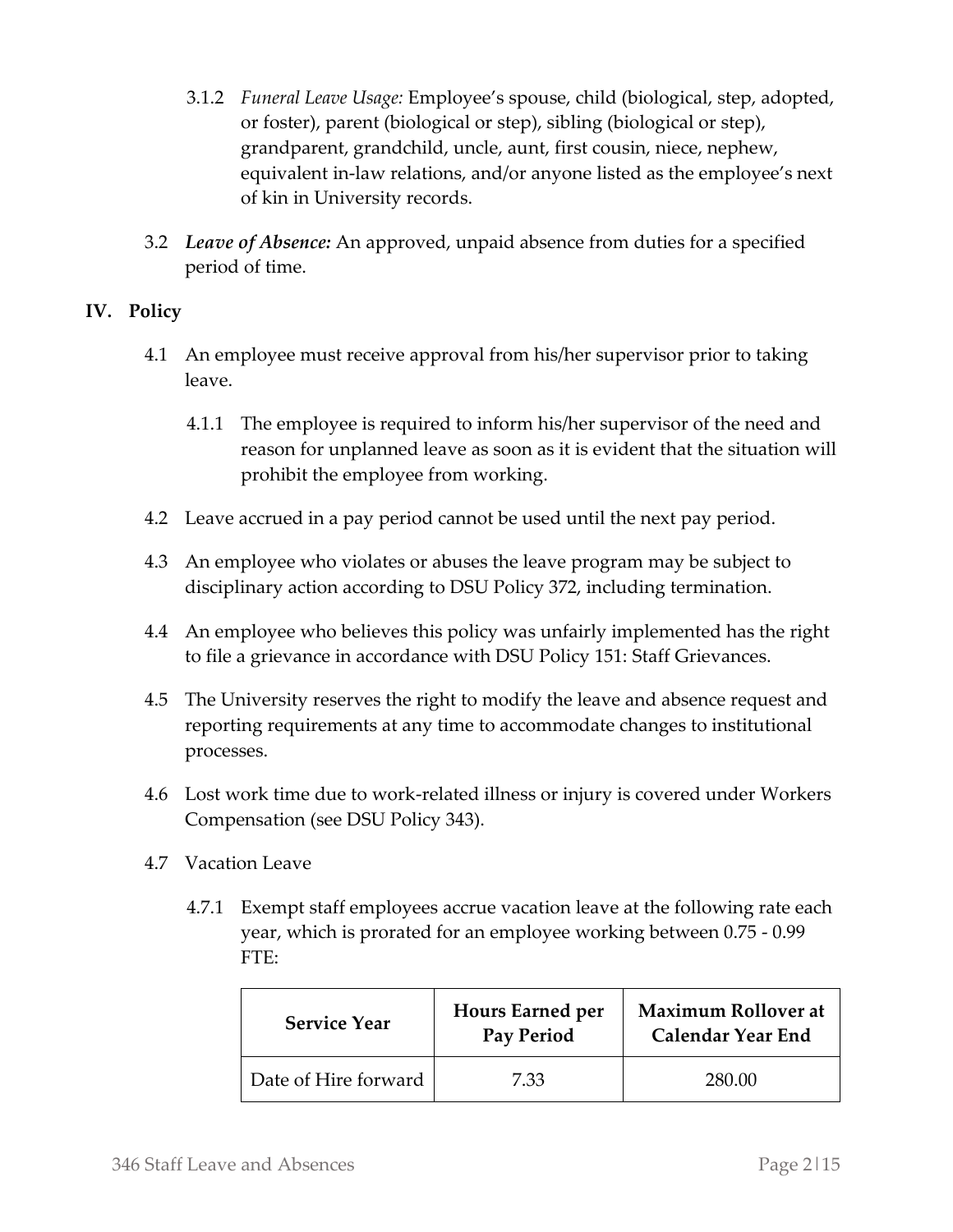3.1.2 *Funeral Leave Usage:* Employee's spouse, child (biological, step, adopted, or foster), parent (biological or step), sibling (biological or step), grandparent, grandchild, uncle, aunt, first cousin, niece, nephew, equivalent in-law relations, and/or anyone listed as the employee's next of kin in University records.

3.2 ***Leave of Absence:*** An approved, unpaid absence from duties for a specified period of time.

## IV. Policy

4.1 An employee must receive approval from his/her supervisor prior to taking leave.

4.1.1 The employee is required to inform his/her supervisor of the need and reason for unplanned leave as soon as it is evident that the situation will prohibit the employee from working.

4.2 Leave accrued in a pay period cannot be used until the next pay period.

4.3 An employee who violates or abuses the leave program may be subject to disciplinary action according to DSU Policy 372, including termination.

4.4 An employee who believes this policy was unfairly implemented has the right to file a grievance in accordance with DSU Policy 151: Staff Grievances.

4.5 The University reserves the right to modify the leave and absence request and reporting requirements at any time to accommodate changes to institutional processes.

4.6 Lost work time due to work-related illness or injury is covered under Workers Compensation (see DSU Policy 343).

4.7 Vacation Leave

4.7.1 Exempt staff employees accrue vacation leave at the following rate each year, which is prorated for an employee working between 0.75 - 0.99 FTE:

| Service Year | Hours Earned per Pay Period | Maximum Rollover at Calendar Year End |
| --- | --- | --- |
| Date of Hire forward | 7.33 | 280.00 |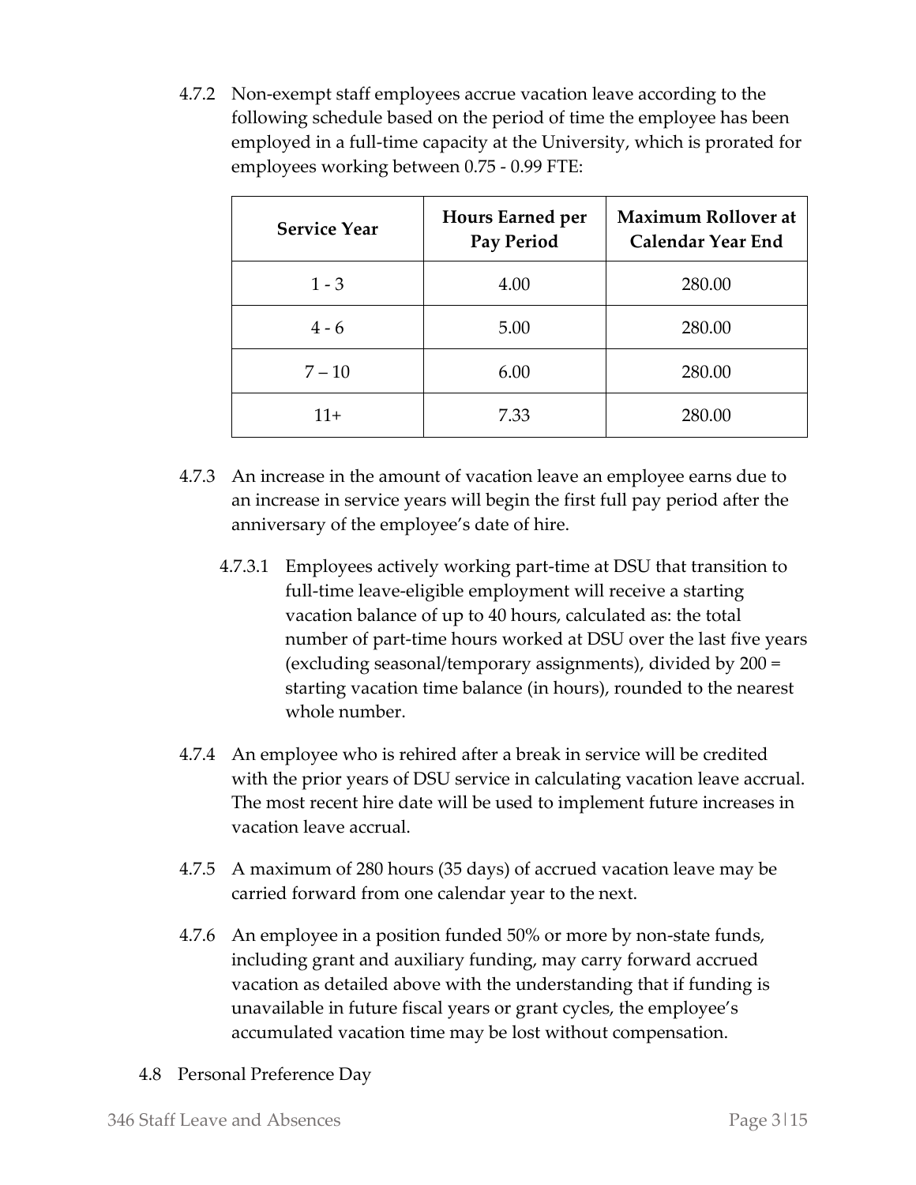4.7.2 Non-exempt staff employees accrue vacation leave according to the following schedule based on the period of time the employee has been employed in a full-time capacity at the University, which is prorated for employees working between 0.75 - 0.99 FTE:

| Service Year | Hours Earned per Pay Period | Maximum Rollover at Calendar Year End |
| --- | --- | --- |
| 1 - 3 | 4.00 | 280.00 |
| 4 - 6 | 5.00 | 280.00 |
| 7 – 10 | 6.00 | 280.00 |
| 11+ | 7.33 | 280.00 |

4.7.3 An increase in the amount of vacation leave an employee earns due to an increase in service years will begin the first full pay period after the anniversary of the employee's date of hire.

4.7.3.1 Employees actively working part-time at DSU that transition to full-time leave-eligible employment will receive a starting vacation balance of up to 40 hours, calculated as: the total number of part-time hours worked at DSU over the last five years (excluding seasonal/temporary assignments), divided by 200 = starting vacation time balance (in hours), rounded to the nearest whole number.

4.7.4 An employee who is rehired after a break in service will be credited with the prior years of DSU service in calculating vacation leave accrual. The most recent hire date will be used to implement future increases in vacation leave accrual.

4.7.5 A maximum of 280 hours (35 days) of accrued vacation leave may be carried forward from one calendar year to the next.

4.7.6 An employee in a position funded 50% or more by non-state funds, including grant and auxiliary funding, may carry forward accrued vacation as detailed above with the understanding that if funding is unavailable in future fiscal years or grant cycles, the employee's accumulated vacation time may be lost without compensation.

4.8 Personal Preference Day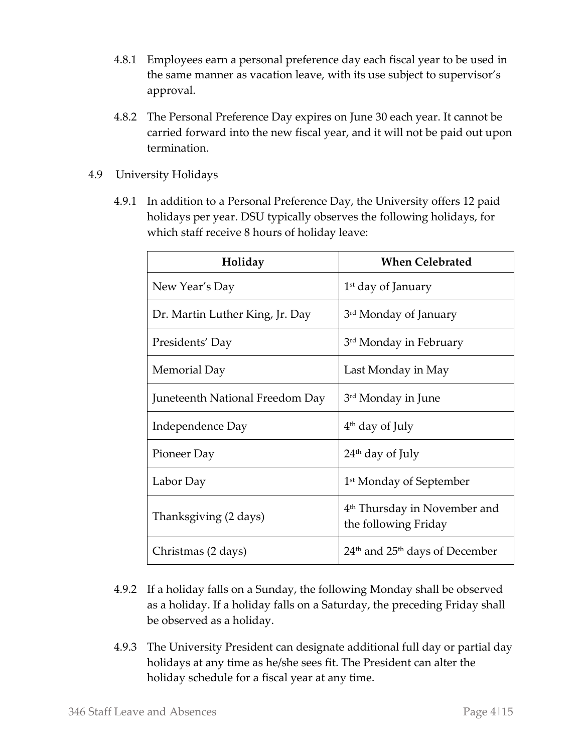4.8.1 Employees earn a personal preference day each fiscal year to be used in the same manner as vacation leave, with its use subject to supervisor's approval.

4.8.2 The Personal Preference Day expires on June 30 each year. It cannot be carried forward into the new fiscal year, and it will not be paid out upon termination.

4.9 University Holidays

4.9.1 In addition to a Personal Preference Day, the University offers 12 paid holidays per year. DSU typically observes the following holidays, for which staff receive 8 hours of holiday leave:

| Holiday | When Celebrated |
|---|---|
| New Year's Day | 1st day of January |
| Dr. Martin Luther King, Jr. Day | 3rd Monday of January |
| Presidents' Day | 3rd Monday in February |
| Memorial Day | Last Monday in May |
| Juneteenth National Freedom Day | 3rd Monday in June |
| Independence Day | 4th day of July |
| Pioneer Day | 24th day of July |
| Labor Day | 1st Monday of September |
| Thanksgiving (2 days) | 4th Thursday in November and the following Friday |
| Christmas (2 days) | 24th and 25th days of December |

4.9.2 If a holiday falls on a Sunday, the following Monday shall be observed as a holiday. If a holiday falls on a Saturday, the preceding Friday shall be observed as a holiday.

4.9.3 The University President can designate additional full day or partial day holidays at any time as he/she sees fit. The President can alter the holiday schedule for a fiscal year at any time.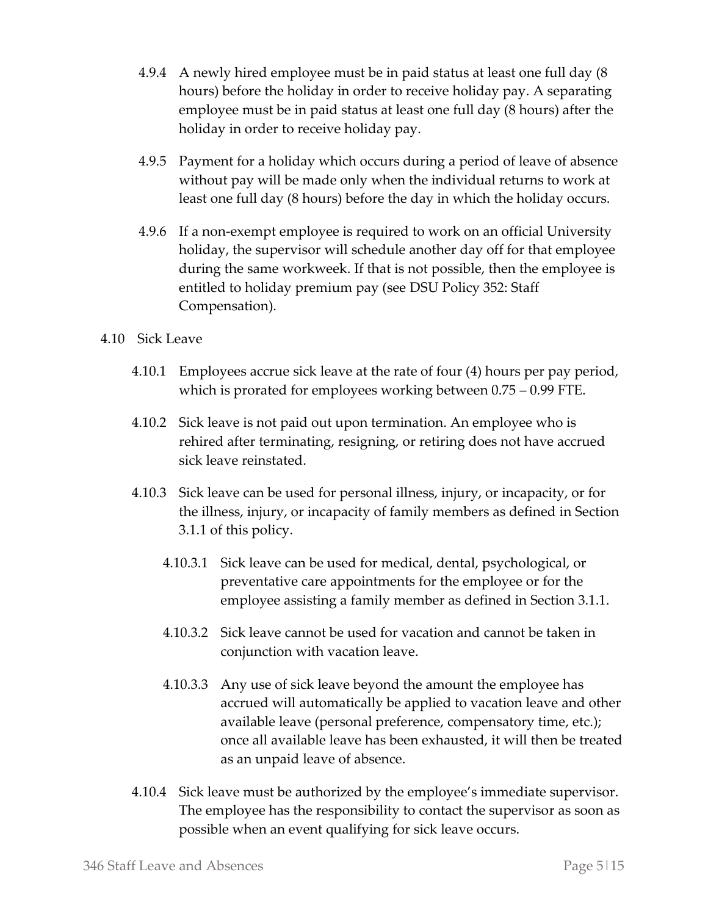4.9.4 A newly hired employee must be in paid status at least one full day (8 hours) before the holiday in order to receive holiday pay. A separating employee must be in paid status at least one full day (8 hours) after the holiday in order to receive holiday pay.

4.9.5 Payment for a holiday which occurs during a period of leave of absence without pay will be made only when the individual returns to work at least one full day (8 hours) before the day in which the holiday occurs.

4.9.6 If a non-exempt employee is required to work on an official University holiday, the supervisor will schedule another day off for that employee during the same workweek. If that is not possible, then the employee is entitled to holiday premium pay (see DSU Policy 352: Staff Compensation).

4.10 Sick Leave

4.10.1 Employees accrue sick leave at the rate of four (4) hours per pay period, which is prorated for employees working between 0.75 – 0.99 FTE.

4.10.2 Sick leave is not paid out upon termination. An employee who is rehired after terminating, resigning, or retiring does not have accrued sick leave reinstated.

4.10.3 Sick leave can be used for personal illness, injury, or incapacity, or for the illness, injury, or incapacity of family members as defined in Section 3.1.1 of this policy.

4.10.3.1 Sick leave can be used for medical, dental, psychological, or preventative care appointments for the employee or for the employee assisting a family member as defined in Section 3.1.1.

4.10.3.2 Sick leave cannot be used for vacation and cannot be taken in conjunction with vacation leave.

4.10.3.3 Any use of sick leave beyond the amount the employee has accrued will automatically be applied to vacation leave and other available leave (personal preference, compensatory time, etc.); once all available leave has been exhausted, it will then be treated as an unpaid leave of absence.

4.10.4 Sick leave must be authorized by the employee's immediate supervisor. The employee has the responsibility to contact the supervisor as soon as possible when an event qualifying for sick leave occurs.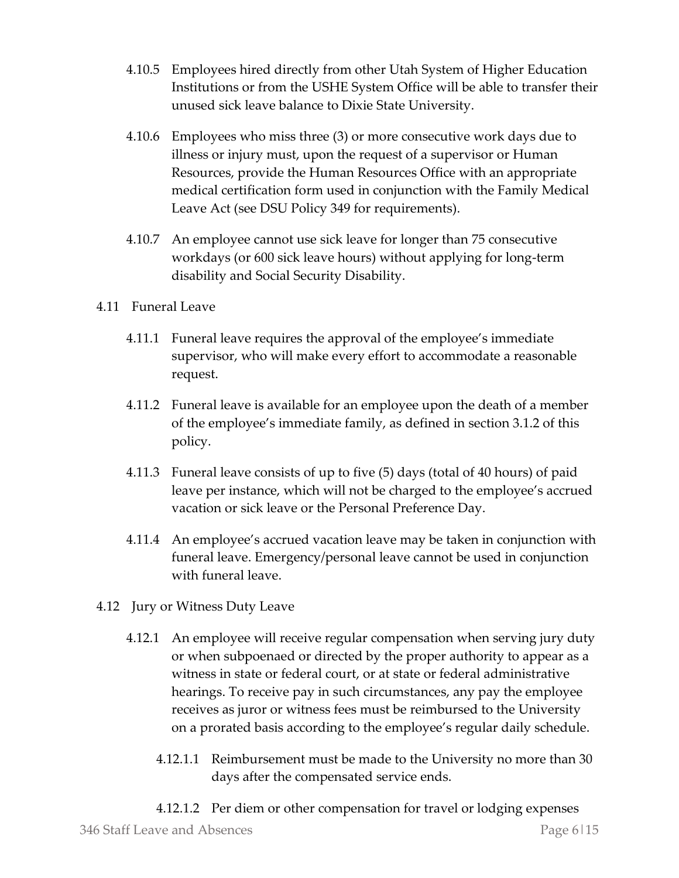4.10.5 Employees hired directly from other Utah System of Higher Education Institutions or from the USHE System Office will be able to transfer their unused sick leave balance to Dixie State University.

4.10.6 Employees who miss three (3) or more consecutive work days due to illness or injury must, upon the request of a supervisor or Human Resources, provide the Human Resources Office with an appropriate medical certification form used in conjunction with the Family Medical Leave Act (see DSU Policy 349 for requirements).

4.10.7 An employee cannot use sick leave for longer than 75 consecutive workdays (or 600 sick leave hours) without applying for long-term disability and Social Security Disability.

4.11 Funeral Leave

4.11.1 Funeral leave requires the approval of the employee's immediate supervisor, who will make every effort to accommodate a reasonable request.

4.11.2 Funeral leave is available for an employee upon the death of a member of the employee's immediate family, as defined in section 3.1.2 of this policy.

4.11.3 Funeral leave consists of up to five (5) days (total of 40 hours) of paid leave per instance, which will not be charged to the employee's accrued vacation or sick leave or the Personal Preference Day.

4.11.4 An employee's accrued vacation leave may be taken in conjunction with funeral leave. Emergency/personal leave cannot be used in conjunction with funeral leave.

4.12 Jury or Witness Duty Leave

4.12.1 An employee will receive regular compensation when serving jury duty or when subpoenaed or directed by the proper authority to appear as a witness in state or federal court, or at state or federal administrative hearings. To receive pay in such circumstances, any pay the employee receives as juror or witness fees must be reimbursed to the University on a prorated basis according to the employee's regular daily schedule.

4.12.1.1 Reimbursement must be made to the University no more than 30 days after the compensated service ends.

4.12.1.2 Per diem or other compensation for travel or lodging expenses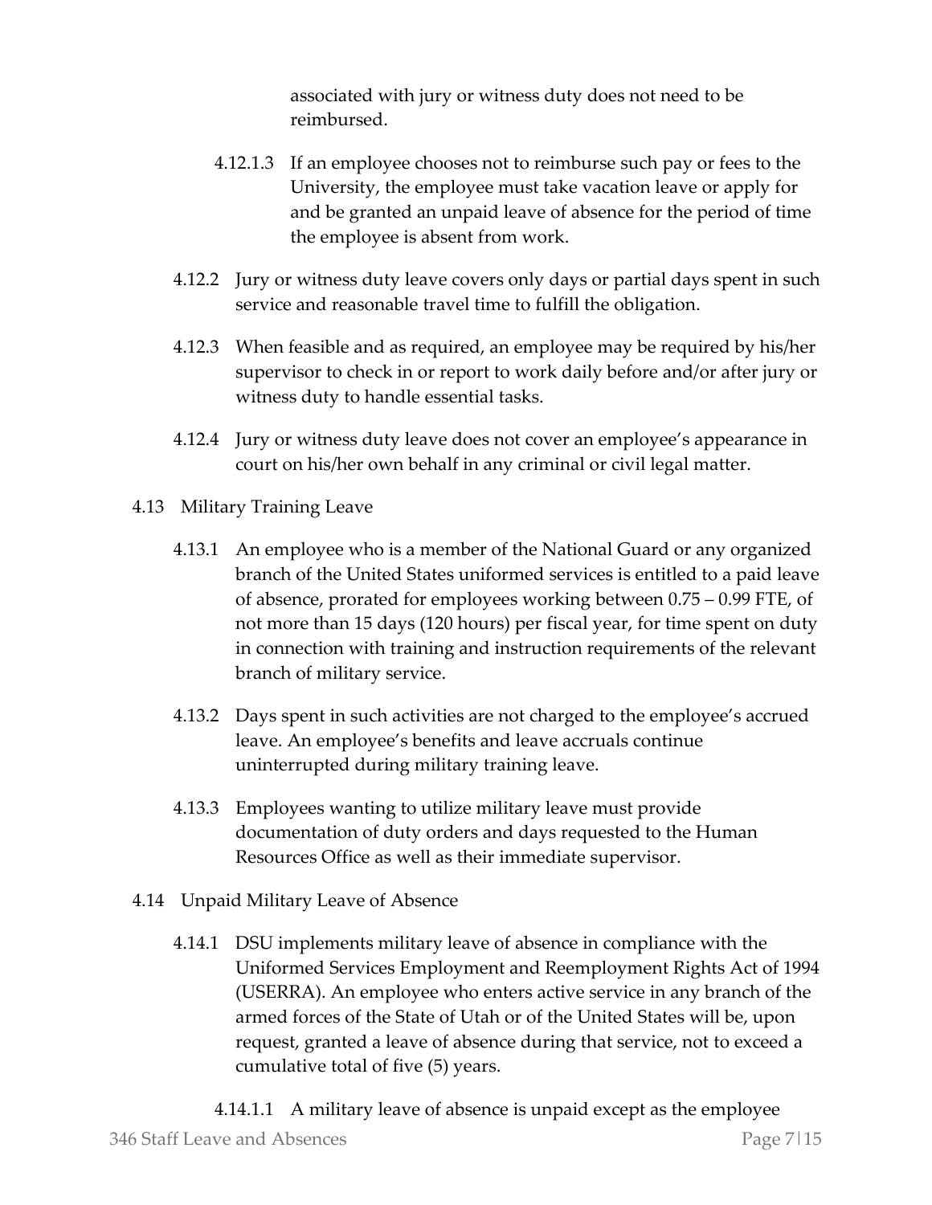associated with jury or witness duty does not need to be reimbursed.

4.12.1.3 If an employee chooses not to reimburse such pay or fees to the University, the employee must take vacation leave or apply for and be granted an unpaid leave of absence for the period of time the employee is absent from work.

4.12.2 Jury or witness duty leave covers only days or partial days spent in such service and reasonable travel time to fulfill the obligation.

4.12.3 When feasible and as required, an employee may be required by his/her supervisor to check in or report to work daily before and/or after jury or witness duty to handle essential tasks.

4.12.4 Jury or witness duty leave does not cover an employee's appearance in court on his/her own behalf in any criminal or civil legal matter.

4.13 Military Training Leave

4.13.1 An employee who is a member of the National Guard or any organized branch of the United States uniformed services is entitled to a paid leave of absence, prorated for employees working between 0.75 – 0.99 FTE, of not more than 15 days (120 hours) per fiscal year, for time spent on duty in connection with training and instruction requirements of the relevant branch of military service.

4.13.2 Days spent in such activities are not charged to the employee's accrued leave. An employee's benefits and leave accruals continue uninterrupted during military training leave.

4.13.3 Employees wanting to utilize military leave must provide documentation of duty orders and days requested to the Human Resources Office as well as their immediate supervisor.

4.14 Unpaid Military Leave of Absence

4.14.1 DSU implements military leave of absence in compliance with the Uniformed Services Employment and Reemployment Rights Act of 1994 (USERRA). An employee who enters active service in any branch of the armed forces of the State of Utah or of the United States will be, upon request, granted a leave of absence during that service, not to exceed a cumulative total of five (5) years.

4.14.1.1 A military leave of absence is unpaid except as the employee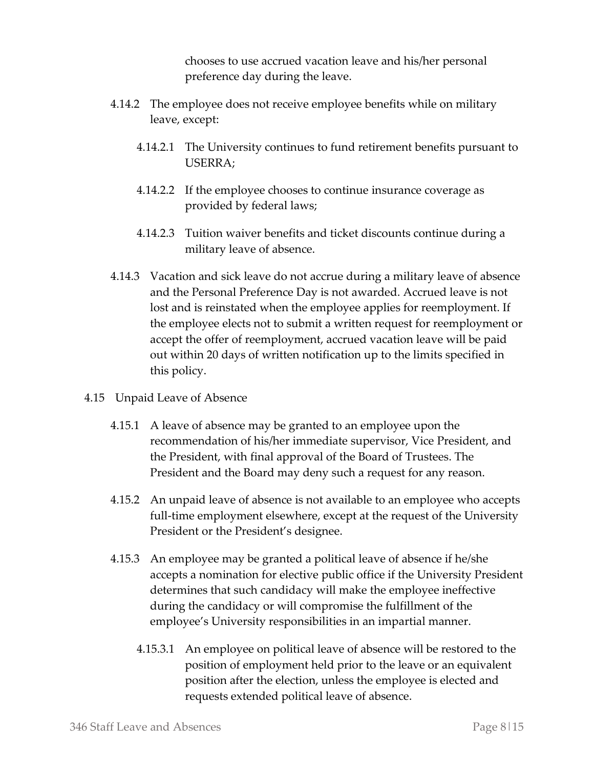chooses to use accrued vacation leave and his/her personal preference day during the leave.

4.14.2 The employee does not receive employee benefits while on military leave, except:

4.14.2.1 The University continues to fund retirement benefits pursuant to USERRA;

4.14.2.2 If the employee chooses to continue insurance coverage as provided by federal laws;

4.14.2.3 Tuition waiver benefits and ticket discounts continue during a military leave of absence.

4.14.3 Vacation and sick leave do not accrue during a military leave of absence and the Personal Preference Day is not awarded. Accrued leave is not lost and is reinstated when the employee applies for reemployment. If the employee elects not to submit a written request for reemployment or accept the offer of reemployment, accrued vacation leave will be paid out within 20 days of written notification up to the limits specified in this policy.

4.15 Unpaid Leave of Absence

4.15.1 A leave of absence may be granted to an employee upon the recommendation of his/her immediate supervisor, Vice President, and the President, with final approval of the Board of Trustees. The President and the Board may deny such a request for any reason.

4.15.2 An unpaid leave of absence is not available to an employee who accepts full-time employment elsewhere, except at the request of the University President or the President's designee.

4.15.3 An employee may be granted a political leave of absence if he/she accepts a nomination for elective public office if the University President determines that such candidacy will make the employee ineffective during the candidacy or will compromise the fulfillment of the employee's University responsibilities in an impartial manner.

4.15.3.1 An employee on political leave of absence will be restored to the position of employment held prior to the leave or an equivalent position after the election, unless the employee is elected and requests extended political leave of absence.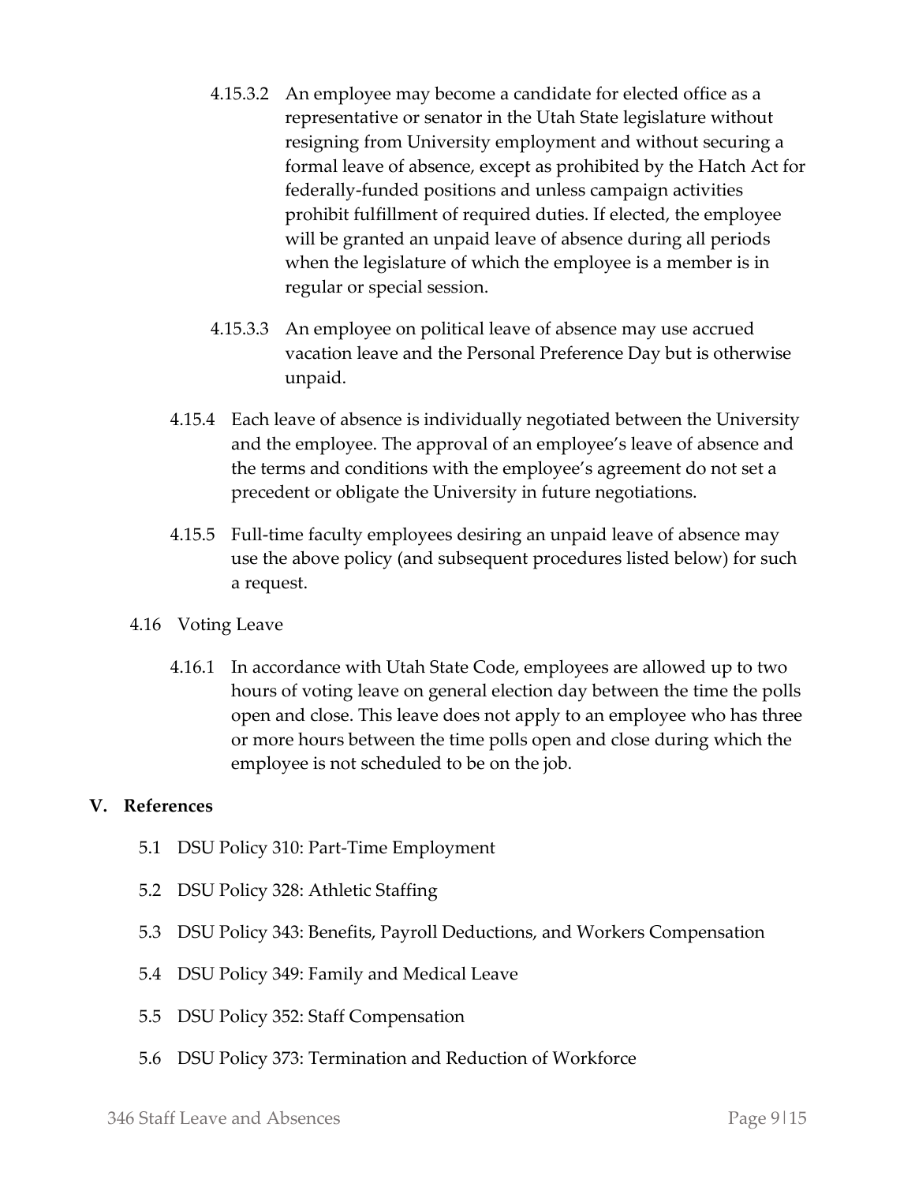4.15.3.2 An employee may become a candidate for elected office as a representative or senator in the Utah State legislature without resigning from University employment and without securing a formal leave of absence, except as prohibited by the Hatch Act for federally-funded positions and unless campaign activities prohibit fulfillment of required duties. If elected, the employee will be granted an unpaid leave of absence during all periods when the legislature of which the employee is a member is in regular or special session.

4.15.3.3 An employee on political leave of absence may use accrued vacation leave and the Personal Preference Day but is otherwise unpaid.

4.15.4 Each leave of absence is individually negotiated between the University and the employee. The approval of an employee's leave of absence and the terms and conditions with the employee's agreement do not set a precedent or obligate the University in future negotiations.

4.15.5 Full-time faculty employees desiring an unpaid leave of absence may use the above policy (and subsequent procedures listed below) for such a request.

4.16 Voting Leave

4.16.1 In accordance with Utah State Code, employees are allowed up to two hours of voting leave on general election day between the time the polls open and close. This leave does not apply to an employee who has three or more hours between the time polls open and close during which the employee is not scheduled to be on the job.

## V. References

5.1 DSU Policy 310: Part-Time Employment

5.2 DSU Policy 328: Athletic Staffing

5.3 DSU Policy 343: Benefits, Payroll Deductions, and Workers Compensation

5.4 DSU Policy 349: Family and Medical Leave

5.5 DSU Policy 352: Staff Compensation

5.6 DSU Policy 373: Termination and Reduction of Workforce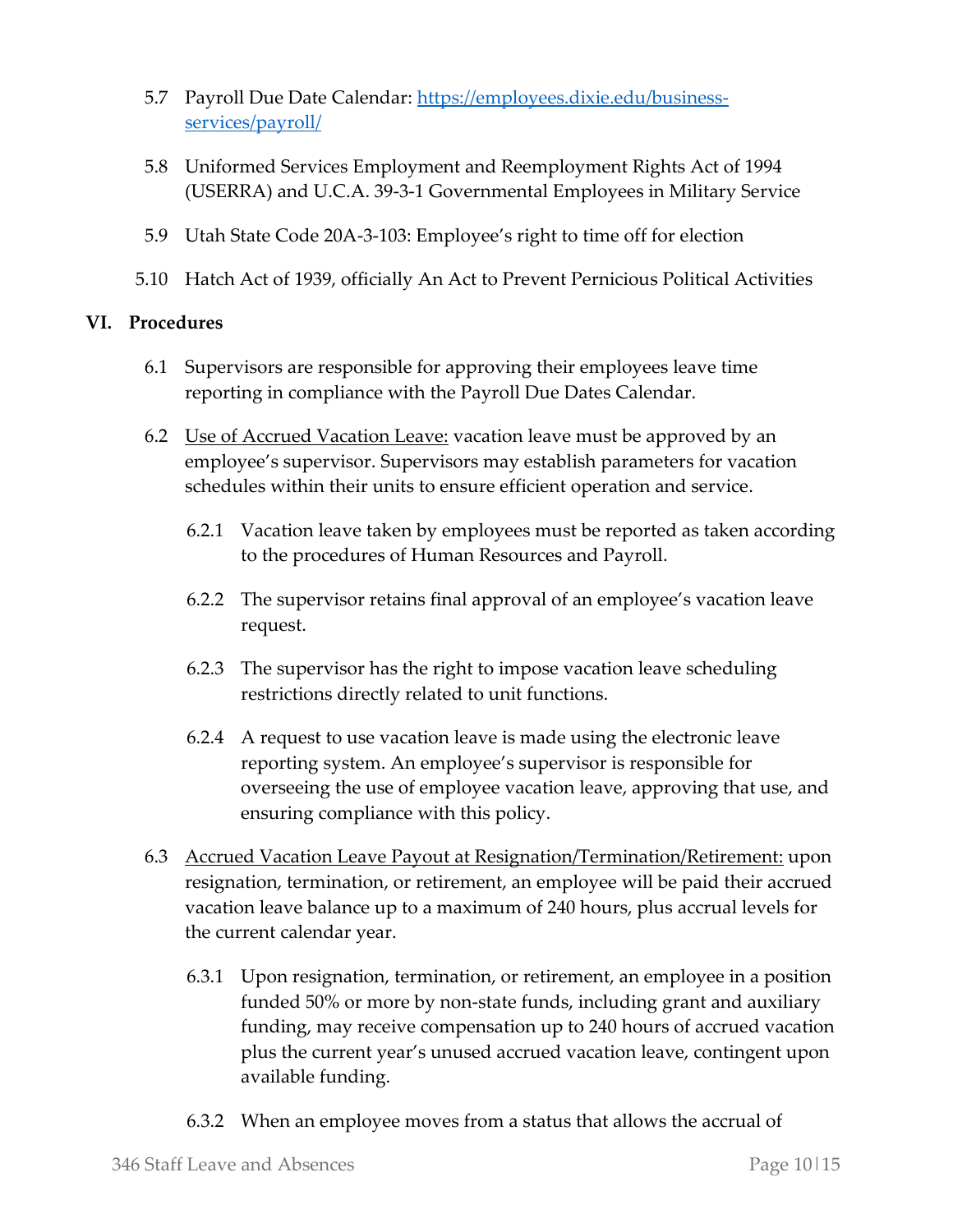5.7 Payroll Due Date Calendar: [https://employees.dixie.edu/business-services/payroll/](https://employees.dixie.edu/business-services/payroll/)

5.8 Uniformed Services Employment and Reemployment Rights Act of 1994 (USERRA) and U.C.A. 39-3-1 Governmental Employees in Military Service

5.9 Utah State Code 20A-3-103: Employee's right to time off for election

5.10 Hatch Act of 1939, officially An Act to Prevent Pernicious Political Activities

## VI. Procedures

6.1 Supervisors are responsible for approving their employees leave time reporting in compliance with the Payroll Due Dates Calendar.

6.2 Use of Accrued Vacation Leave: vacation leave must be approved by an employee's supervisor. Supervisors may establish parameters for vacation schedules within their units to ensure efficient operation and service.

6.2.1 Vacation leave taken by employees must be reported as taken according to the procedures of Human Resources and Payroll.

6.2.2 The supervisor retains final approval of an employee's vacation leave request.

6.2.3 The supervisor has the right to impose vacation leave scheduling restrictions directly related to unit functions.

6.2.4 A request to use vacation leave is made using the electronic leave reporting system. An employee's supervisor is responsible for overseeing the use of employee vacation leave, approving that use, and ensuring compliance with this policy.

6.3 Accrued Vacation Leave Payout at Resignation/Termination/Retirement: upon resignation, termination, or retirement, an employee will be paid their accrued vacation leave balance up to a maximum of 240 hours, plus accrual levels for the current calendar year.

6.3.1 Upon resignation, termination, or retirement, an employee in a position funded 50% or more by non-state funds, including grant and auxiliary funding, may receive compensation up to 240 hours of accrued vacation plus the current year's unused accrued vacation leave, contingent upon available funding.

6.3.2 When an employee moves from a status that allows the accrual of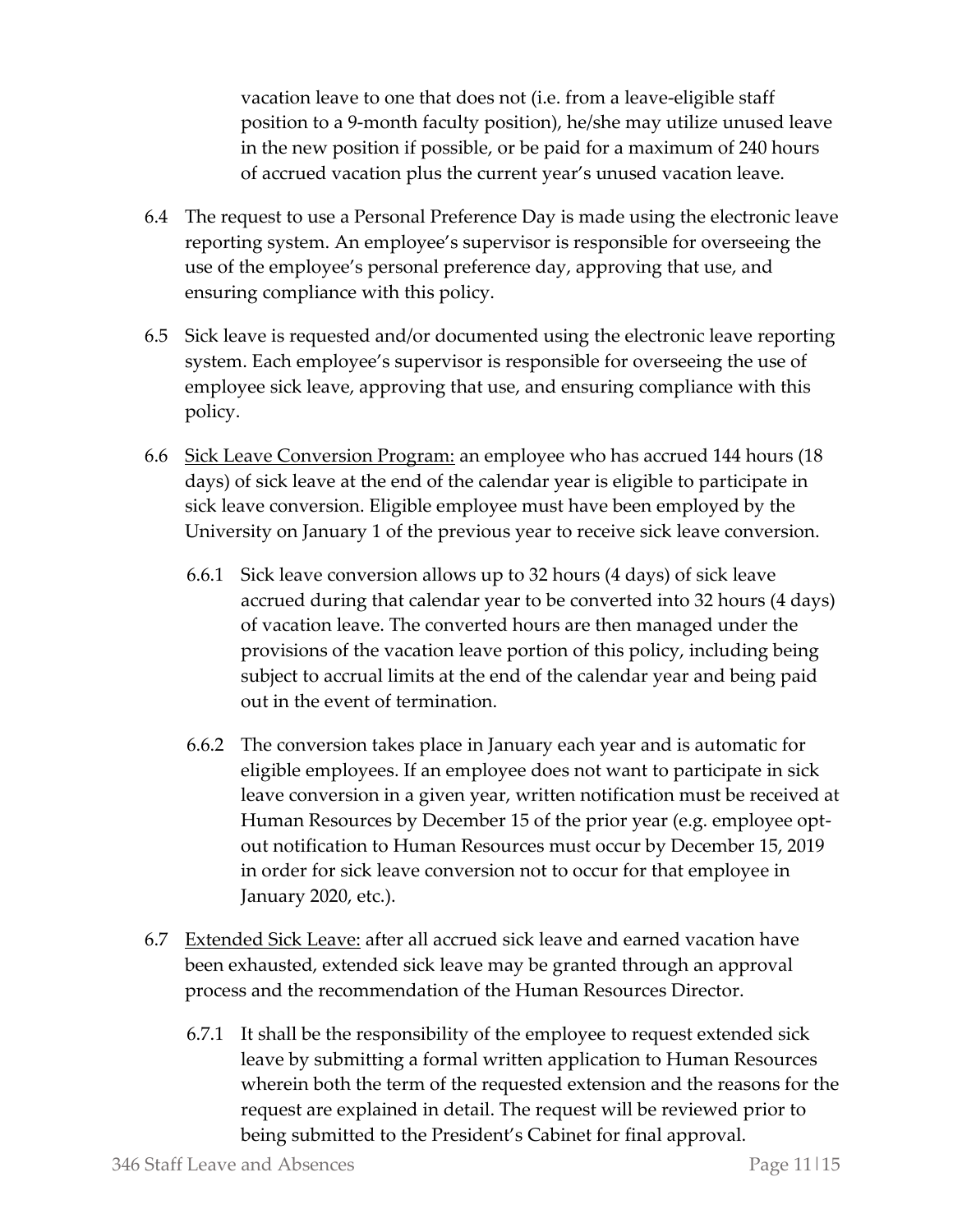vacation leave to one that does not (i.e. from a leave-eligible staff position to a 9-month faculty position), he/she may utilize unused leave in the new position if possible, or be paid for a maximum of 240 hours of accrued vacation plus the current year's unused vacation leave.

6.4 The request to use a Personal Preference Day is made using the electronic leave reporting system. An employee's supervisor is responsible for overseeing the use of the employee's personal preference day, approving that use, and ensuring compliance with this policy.

6.5 Sick leave is requested and/or documented using the electronic leave reporting system. Each employee's supervisor is responsible for overseeing the use of employee sick leave, approving that use, and ensuring compliance with this policy.

6.6 <u>Sick Leave Conversion Program:</u> an employee who has accrued 144 hours (18 days) of sick leave at the end of the calendar year is eligible to participate in sick leave conversion. Eligible employee must have been employed by the University on January 1 of the previous year to receive sick leave conversion.

6.6.1 Sick leave conversion allows up to 32 hours (4 days) of sick leave accrued during that calendar year to be converted into 32 hours (4 days) of vacation leave. The converted hours are then managed under the provisions of the vacation leave portion of this policy, including being subject to accrual limits at the end of the calendar year and being paid out in the event of termination.

6.6.2 The conversion takes place in January each year and is automatic for eligible employees. If an employee does not want to participate in sick leave conversion in a given year, written notification must be received at Human Resources by December 15 of the prior year (e.g. employee opt-out notification to Human Resources must occur by December 15, 2019 in order for sick leave conversion not to occur for that employee in January 2020, etc.).

6.7 <u>Extended Sick Leave:</u> after all accrued sick leave and earned vacation have been exhausted, extended sick leave may be granted through an approval process and the recommendation of the Human Resources Director.

6.7.1 It shall be the responsibility of the employee to request extended sick leave by submitting a formal written application to Human Resources wherein both the term of the requested extension and the reasons for the request are explained in detail. The request will be reviewed prior to being submitted to the President's Cabinet for final approval.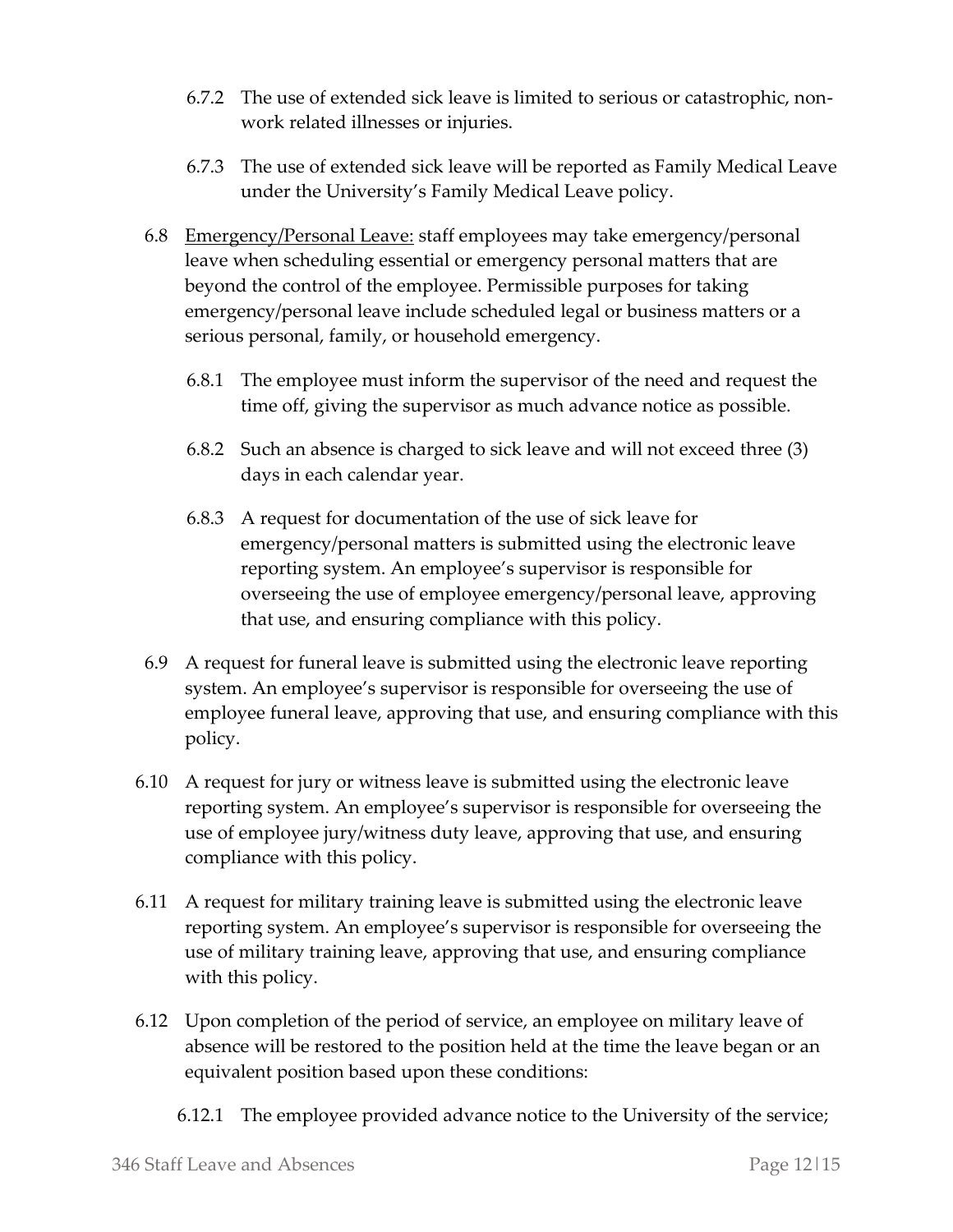- 6.7.2 The use of extended sick leave is limited to serious or catastrophic, non-work related illnesses or injuries.

- 6.7.3 The use of extended sick leave will be reported as Family Medical Leave under the University's Family Medical Leave policy.

6.8 Emergency/Personal Leave: staff employees may take emergency/personal leave when scheduling essential or emergency personal matters that are beyond the control of the employee. Permissible purposes for taking emergency/personal leave include scheduled legal or business matters or a serious personal, family, or household emergency.

- 6.8.1 The employee must inform the supervisor of the need and request the time off, giving the supervisor as much advance notice as possible.

- 6.8.2 Such an absence is charged to sick leave and will not exceed three (3) days in each calendar year.

- 6.8.3 A request for documentation of the use of sick leave for emergency/personal matters is submitted using the electronic leave reporting system. An employee's supervisor is responsible for overseeing the use of employee emergency/personal leave, approving that use, and ensuring compliance with this policy.

6.9 A request for funeral leave is submitted using the electronic leave reporting system. An employee's supervisor is responsible for overseeing the use of employee funeral leave, approving that use, and ensuring compliance with this policy.

6.10 A request for jury or witness leave is submitted using the electronic leave reporting system. An employee's supervisor is responsible for overseeing the use of employee jury/witness duty leave, approving that use, and ensuring compliance with this policy.

6.11 A request for military training leave is submitted using the electronic leave reporting system. An employee's supervisor is responsible for overseeing the use of military training leave, approving that use, and ensuring compliance with this policy.

6.12 Upon completion of the period of service, an employee on military leave of absence will be restored to the position held at the time the leave began or an equivalent position based upon these conditions:

- 6.12.1 The employee provided advance notice to the University of the service;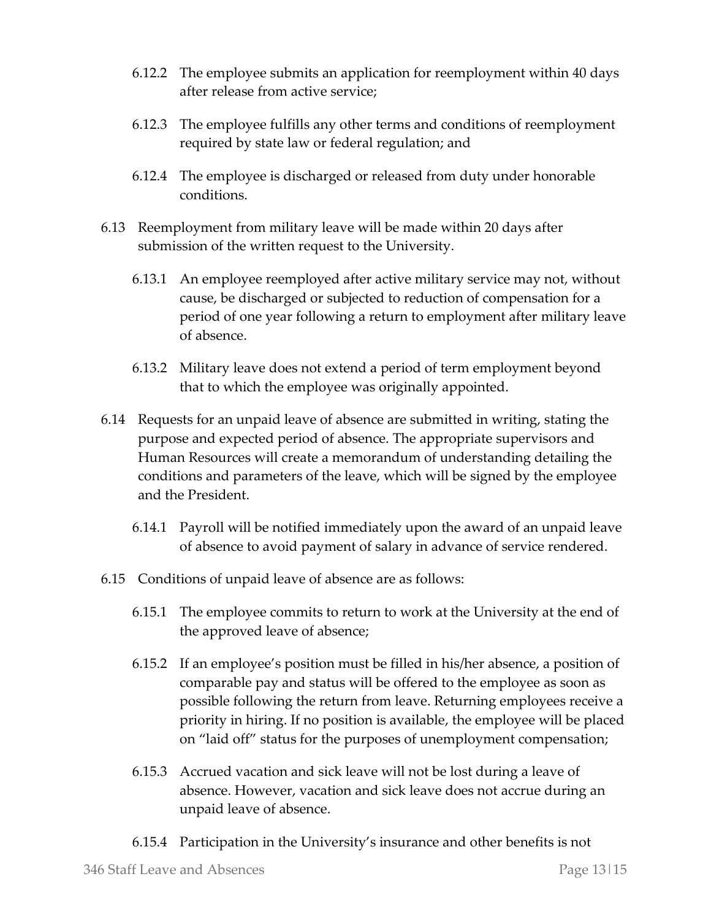6.12.2 The employee submits an application for reemployment within 40 days after release from active service;

6.12.3 The employee fulfills any other terms and conditions of reemployment required by state law or federal regulation; and

6.12.4 The employee is discharged or released from duty under honorable conditions.

6.13 Reemployment from military leave will be made within 20 days after submission of the written request to the University.

6.13.1 An employee reemployed after active military service may not, without cause, be discharged or subjected to reduction of compensation for a period of one year following a return to employment after military leave of absence.

6.13.2 Military leave does not extend a period of term employment beyond that to which the employee was originally appointed.

6.14 Requests for an unpaid leave of absence are submitted in writing, stating the purpose and expected period of absence. The appropriate supervisors and Human Resources will create a memorandum of understanding detailing the conditions and parameters of the leave, which will be signed by the employee and the President.

6.14.1 Payroll will be notified immediately upon the award of an unpaid leave of absence to avoid payment of salary in advance of service rendered.

6.15 Conditions of unpaid leave of absence are as follows:

6.15.1 The employee commits to return to work at the University at the end of the approved leave of absence;

6.15.2 If an employee's position must be filled in his/her absence, a position of comparable pay and status will be offered to the employee as soon as possible following the return from leave. Returning employees receive a priority in hiring. If no position is available, the employee will be placed on "laid off" status for the purposes of unemployment compensation;

6.15.3 Accrued vacation and sick leave will not be lost during a leave of absence. However, vacation and sick leave does not accrue during an unpaid leave of absence.

6.15.4 Participation in the University's insurance and other benefits is not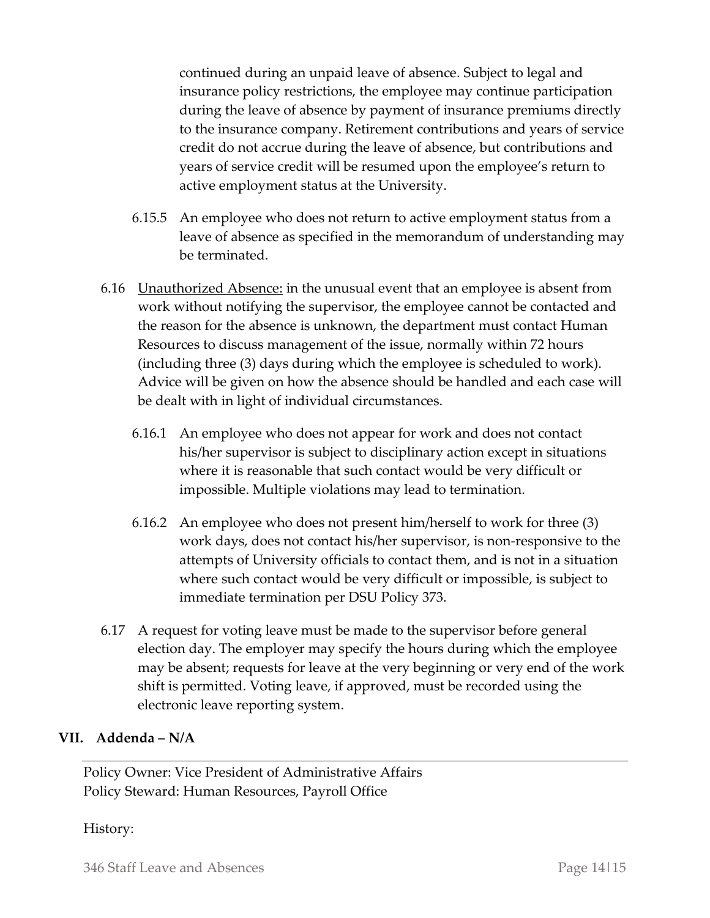continued during an unpaid leave of absence. Subject to legal and insurance policy restrictions, the employee may continue participation during the leave of absence by payment of insurance premiums directly to the insurance company. Retirement contributions and years of service credit do not accrue during the leave of absence, but contributions and years of service credit will be resumed upon the employee's return to active employment status at the University.

6.15.5 An employee who does not return to active employment status from a leave of absence as specified in the memorandum of understanding may be terminated.

6.16 Unauthorized Absence: in the unusual event that an employee is absent from work without notifying the supervisor, the employee cannot be contacted and the reason for the absence is unknown, the department must contact Human Resources to discuss management of the issue, normally within 72 hours (including three (3) days during which the employee is scheduled to work). Advice will be given on how the absence should be handled and each case will be dealt with in light of individual circumstances.

6.16.1 An employee who does not appear for work and does not contact his/her supervisor is subject to disciplinary action except in situations where it is reasonable that such contact would be very difficult or impossible. Multiple violations may lead to termination.

6.16.2 An employee who does not present him/herself to work for three (3) work days, does not contact his/her supervisor, is non-responsive to the attempts of University officials to contact them, and is not in a situation where such contact would be very difficult or impossible, is subject to immediate termination per DSU Policy 373.

6.17 A request for voting leave must be made to the supervisor before general election day. The employer may specify the hours during which the employee may be absent; requests for leave at the very beginning or very end of the work shift is permitted. Voting leave, if approved, must be recorded using the electronic leave reporting system.

## VII. Addenda – N/A

---

Policy Owner: Vice President of Administrative Affairs
Policy Steward: Human Resources, Payroll Office

History: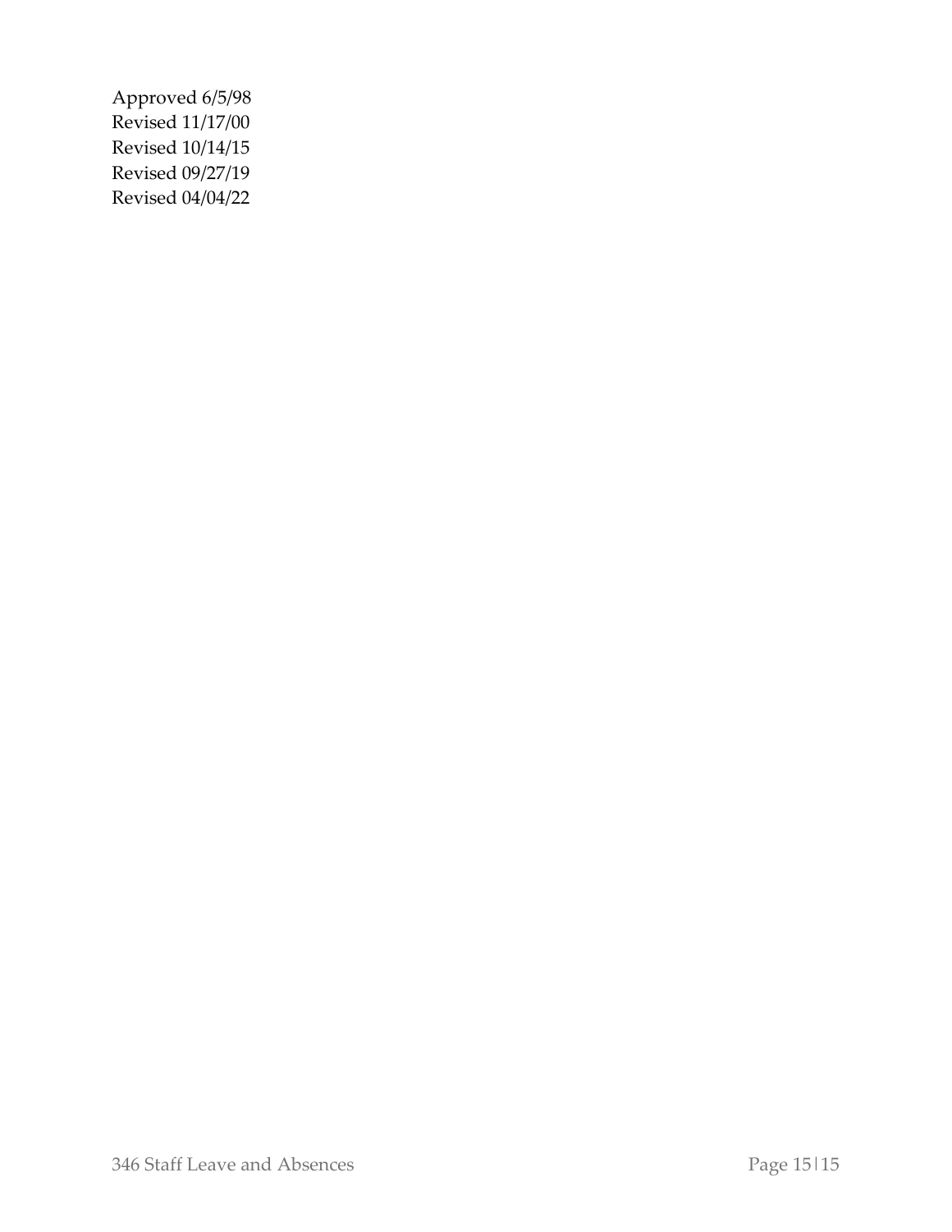Approved 6/5/98
Revised 11/17/00
Revised 10/14/15
Revised 09/27/19
Revised 04/04/22